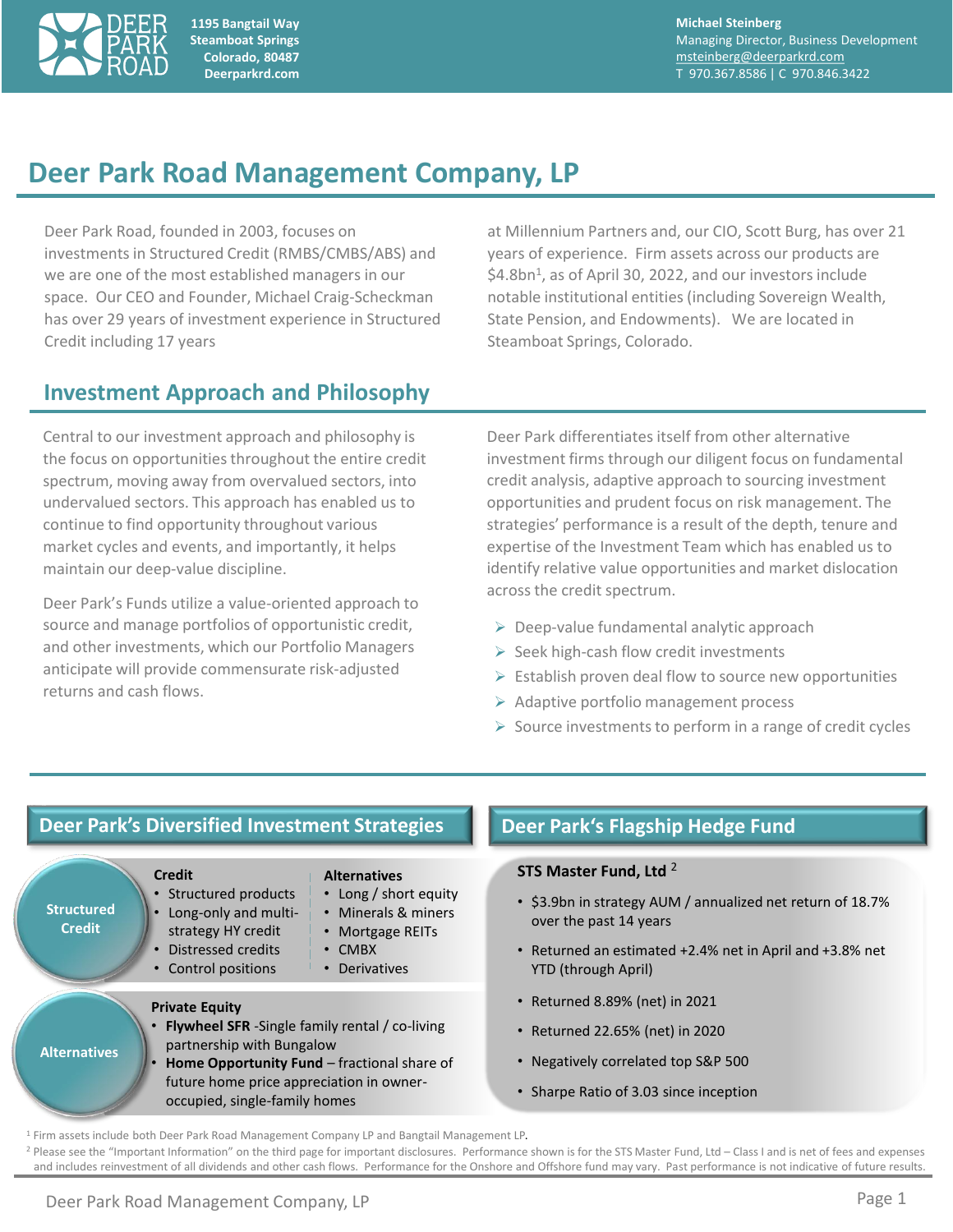DEER PARK ROAD

1195 Bangtail Way
Steamboat Springs
Colorado, 80487
Deerparkrd.com

**Michael Steinberg**
Managing Director, Business Development
msteinberg@deerparkrd.com
T 970.367.8586 | C 970.846.3422

# Deer Park Road Management Company, LP

Deer Park Road, founded in 2003, focuses on investments in Structured Credit (RMBS/CMBS/ABS) and we are one of the most established managers in our space. Our CEO and Founder, Michael Craig-Scheckman has over 29 years of investment experience in Structured Credit including 17 years at Millennium Partners and, our CIO, Scott Burg, has over 21 years of experience. Firm assets across our products are $4.8bn[1], as of April 30, 2022, and our investors include notable institutional entities (including Sovereign Wealth, State Pension, and Endowments). We are located in Steamboat Springs, Colorado.

## Investment Approach and Philosophy

Central to our investment approach and philosophy is the focus on opportunities throughout the entire credit spectrum, moving away from overvalued sectors, into undervalued sectors. This approach has enabled us to continue to find opportunity throughout various market cycles and events, and importantly, it helps maintain our deep-value discipline.

Deer Park's Funds utilize a value-oriented approach to source and manage portfolios of opportunistic credit, and other investments, which our Portfolio Managers anticipate will provide commensurate risk-adjusted returns and cash flows.

Deer Park differentiates itself from other alternative investment firms through our diligent focus on fundamental credit analysis, adaptive approach to sourcing investment opportunities and prudent focus on risk management. The strategies' performance is a result of the depth, tenure and expertise of the Investment Team which has enabled us to identify relative value opportunities and market dislocation across the credit spectrum.

- Deep-value fundamental analytic approach
- Seek high-cash flow credit investments
- Establish proven deal flow to source new opportunities
- Adaptive portfolio management process
- Source investments to perform in a range of credit cycles

## Deer Park's Diversified Investment Strategies

**Structured Credit**

**Credit**
- Structured products
- Long-only and multi-strategy HY credit
- Distressed credits
- Control positions

**Alternatives**
- Long / short equity
- Minerals & miners
- Mortgage REITs
- CMBX
- Derivatives

**Alternatives**

**Private Equity**
- **Flywheel SFR** -Single family rental / co-living partnership with Bungalow
- **Home Opportunity Fund** – fractional share of future home price appreciation in owner-occupied, single-family homes

## Deer Park's Flagship Hedge Fund

**STS Master Fund, Ltd** [2]

- $3.9bn in strategy AUM / annualized net return of 18.7% over the past 14 years
- Returned an estimated +2.4% net in April and +3.8% net YTD (through April)
- Returned 8.89% (net) in 2021
- Returned 22.65% (net) in 2020
- Negatively correlated top S&P 500
- Sharpe Ratio of 3.03 since inception

[1] Firm assets include both Deer Park Road Management Company LP and Bangtail Management LP.
[2] Please see the "Important Information" on the third page for important disclosures. Performance shown is for the STS Master Fund, Ltd – Class I and is net of fees and expenses and includes reinvestment of all dividends and other cash flows. Performance for the Onshore and Offshore fund may vary. Past performance is not indicative of future results.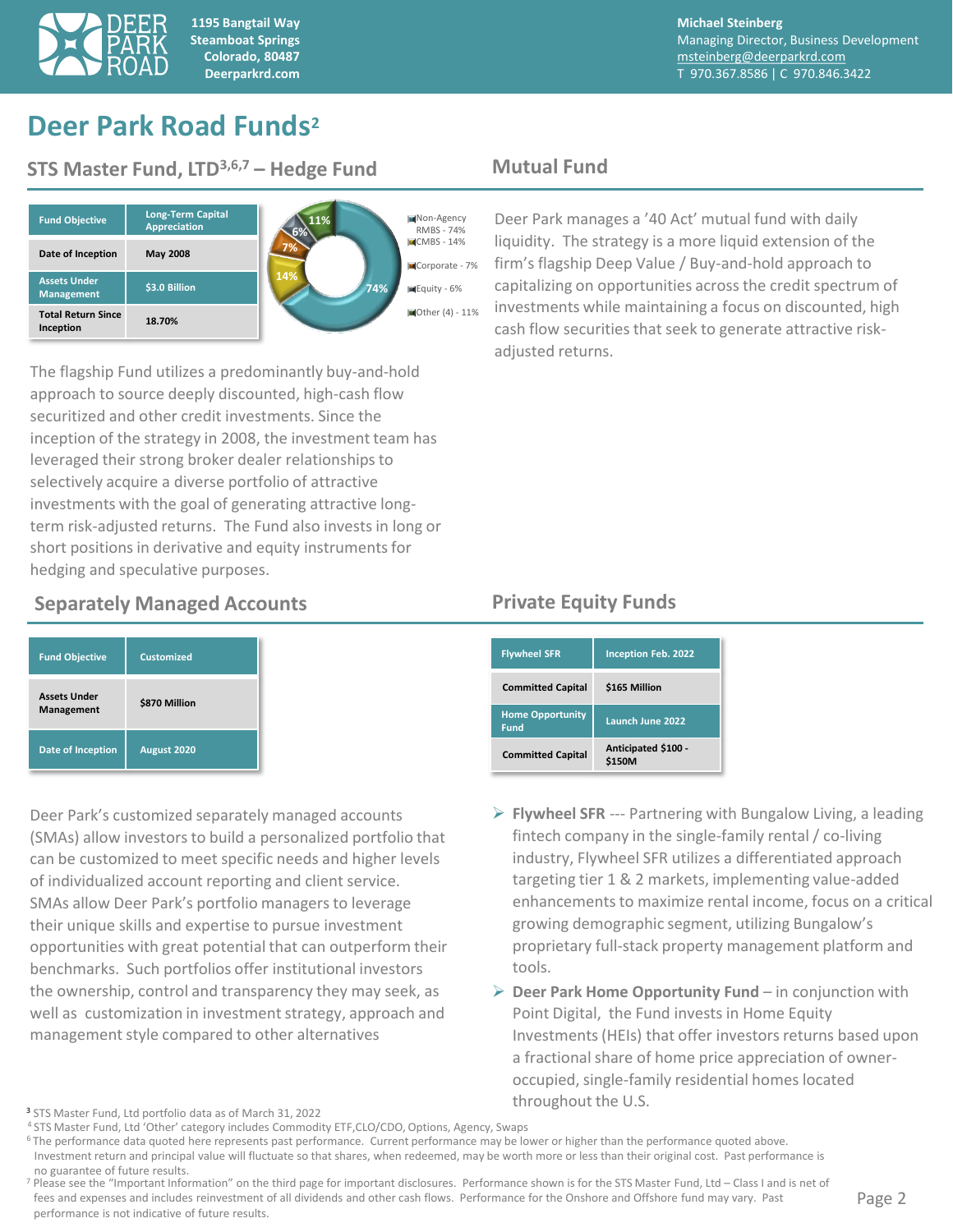# Deer Park Road Funds[2]

## STS Master Fund, LTD[3,6,7] – Hedge Fund

| Fund Objective | Long-Term Capital Appreciation |
|---|---|
| Date of Inception | May 2008 |
| Assets Under Management | $3.0 Billion |
| Total Return Since Inception | 18.70% |

- Non-Agency RMBS - 74%
- CMBS - 14%
- Corporate - 7%
- Equity - 6%
- Other (4) - 11%

The flagship Fund utilizes a predominantly buy-and-hold approach to source deeply discounted, high-cash flow securitized and other credit investments. Since the inception of the strategy in 2008, the investment team has leveraged their strong broker dealer relationships to selectively acquire a diverse portfolio of attractive investments with the goal of generating attractive long-term risk-adjusted returns. The Fund also invests in long or short positions in derivative and equity instruments for hedging and speculative purposes.

## Mutual Fund

Deer Park manages a '40 Act' mutual fund with daily liquidity. The strategy is a more liquid extension of the firm's flagship Deep Value / Buy-and-hold approach to capitalizing on opportunities across the credit spectrum of investments while maintaining a focus on discounted, high cash flow securities that seek to generate attractive risk-adjusted returns.

## Separately Managed Accounts

| Fund Objective | Customized |
|---|---|
| Assets Under Management | $870 Million |
| Date of Inception | August 2020 |

Deer Park's customized separately managed accounts (SMAs) allow investors to build a personalized portfolio that can be customized to meet specific needs and higher levels of individualized account reporting and client service. SMAs allow Deer Park's portfolio managers to leverage their unique skills and expertise to pursue investment opportunities with great potential that can outperform their benchmarks. Such portfolios offer institutional investors the ownership, control and transparency they may seek, as well as customization in investment strategy, approach and management style compared to other alternatives

## Private Equity Funds

| Flywheel SFR | Inception Feb. 2022 |
|---|---|
| Committed Capital | $165 Million |
| Home Opportunity Fund | Launch June 2022 |
| Committed Capital | Anticipated $100 - $150M |

- **Flywheel SFR** --- Partnering with Bungalow Living, a leading fintech company in the single-family rental / co-living industry, Flywheel SFR utilizes a differentiated approach targeting tier 1 & 2 markets, implementing value-added enhancements to maximize rental income, focus on a critical growing demographic segment, utilizing Bungalow's proprietary full-stack property management platform and tools.
- **Deer Park Home Opportunity Fund** – in conjunction with Point Digital, the Fund invests in Home Equity Investments (HEIs) that offer investors returns based upon a fractional share of home price appreciation of owner-occupied, single-family residential homes located throughout the U.S.

[3] STS Master Fund, Ltd portfolio data as of March 31, 2022

[4] STS Master Fund, Ltd 'Other' category includes Commodity ETF,CLO/CDO, Options, Agency, Swaps

[6] The performance data quoted here represents past performance. Current performance may be lower or higher than the performance quoted above. Investment return and principal value will fluctuate so that shares, when redeemed, may be worth more or less than their original cost. Past performance is no guarantee of future results.

[7] Please see the "Important Information" on the third page for important disclosures. Performance shown is for the STS Master Fund, Ltd – Class I and is net of fees and expenses and includes reinvestment of all dividends and other cash flows. Performance for the Onshore and Offshore fund may vary. Past performance is not indicative of future results.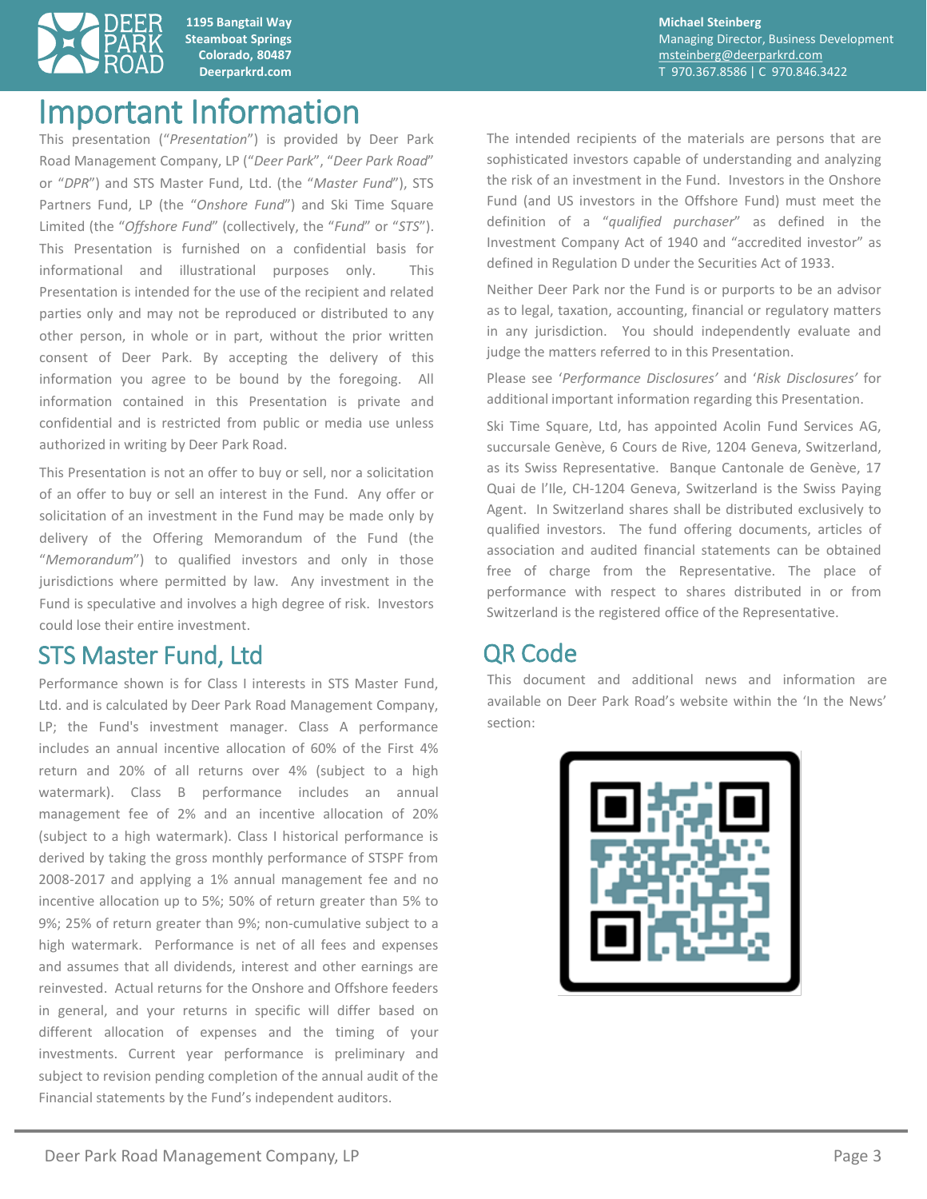# Important Information

This presentation ("*Presentation*") is provided by Deer Park Road Management Company, LP ("*Deer Park*", "*Deer Park Road*" or "*DPR*") and STS Master Fund, Ltd. (the "*Master Fund*"), STS Partners Fund, LP (the "*Onshore Fund*") and Ski Time Square Limited (the "*Offshore Fund*") (collectively, the "*Fund*" or "*STS*"). This Presentation is furnished on a confidential basis for informational and illustrational purposes only. This Presentation is intended for the use of the recipient and related parties only and may not be reproduced or distributed to any other person, in whole or in part, without the prior written consent of Deer Park. By accepting the delivery of this information you agree to be bound by the foregoing. All information contained in this Presentation is private and confidential and is restricted from public or media use unless authorized in writing by Deer Park Road.

This Presentation is not an offer to buy or sell, nor a solicitation of an offer to buy or sell an interest in the Fund. Any offer or solicitation of an investment in the Fund may be made only by delivery of the Offering Memorandum of the Fund (the "*Memorandum*") to qualified investors and only in those jurisdictions where permitted by law. Any investment in the Fund is speculative and involves a high degree of risk. Investors could lose their entire investment.

## STS Master Fund, Ltd

Performance shown is for Class I interests in STS Master Fund, Ltd. and is calculated by Deer Park Road Management Company, LP; the Fund's investment manager. Class A performance includes an annual incentive allocation of 60% of the First 4% return and 20% of all returns over 4% (subject to a high watermark). Class B performance includes an annual management fee of 2% and an incentive allocation of 20% (subject to a high watermark). Class I historical performance is derived by taking the gross monthly performance of STSPF from 2008-2017 and applying a 1% annual management fee and no incentive allocation up to 5%; 50% of return greater than 5% to 9%; 25% of return greater than 9%; non-cumulative subject to a high watermark. Performance is net of all fees and expenses and assumes that all dividends, interest and other earnings are reinvested. Actual returns for the Onshore and Offshore feeders in general, and your returns in specific will differ based on different allocation of expenses and the timing of your investments. Current year performance is preliminary and subject to revision pending completion of the annual audit of the Financial statements by the Fund's independent auditors.

The intended recipients of the materials are persons that are sophisticated investors capable of understanding and analyzing the risk of an investment in the Fund. Investors in the Onshore Fund (and US investors in the Offshore Fund) must meet the definition of a "*qualified purchaser*" as defined in the Investment Company Act of 1940 and "accredited investor" as defined in Regulation D under the Securities Act of 1933.

Neither Deer Park nor the Fund is or purports to be an advisor as to legal, taxation, accounting, financial or regulatory matters in any jurisdiction. You should independently evaluate and judge the matters referred to in this Presentation.

Please see '*Performance Disclosures'* and '*Risk Disclosures'* for additional important information regarding this Presentation.

Ski Time Square, Ltd, has appointed Acolin Fund Services AG, succursale Genève, 6 Cours de Rive, 1204 Geneva, Switzerland, as its Swiss Representative. Banque Cantonale de Genève, 17 Quai de l'Ile, CH-1204 Geneva, Switzerland is the Swiss Paying Agent. In Switzerland shares shall be distributed exclusively to qualified investors. The fund offering documents, articles of association and audited financial statements can be obtained free of charge from the Representative. The place of performance with respect to shares distributed in or from Switzerland is the registered office of the Representative.

## QR Code

This document and additional news and information are available on Deer Park Road's website within the 'In the News' section: